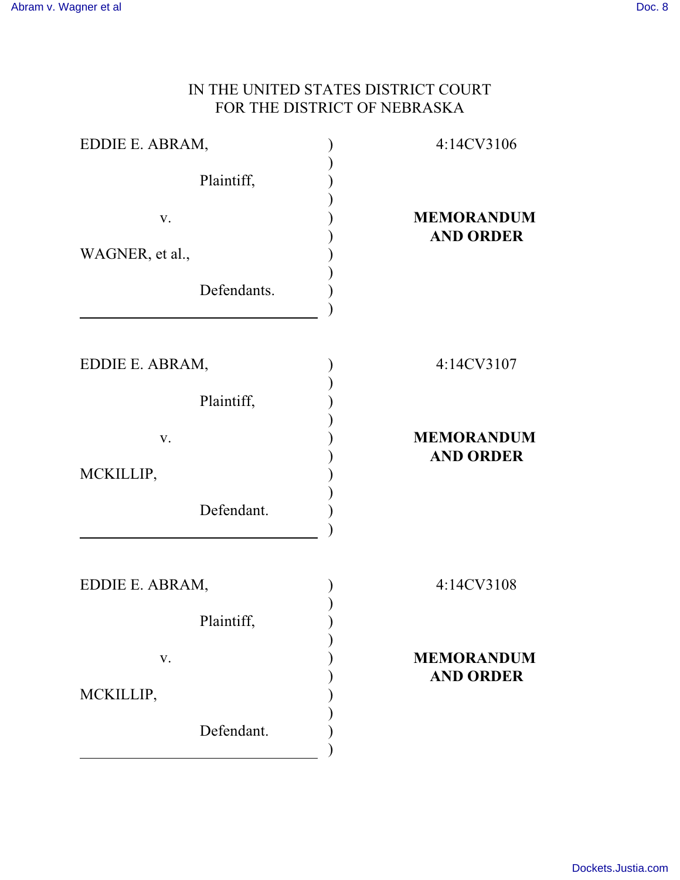IN THE UNITED STATES DISTRICT COURT
FOR THE DISTRICT OF NEBRASKA

| | | |
|---|---|---|
| EDDIE E. ABRAM,<br><br>Plaintiff,<br><br>v.<br><br>WAGNER, et al.,<br><br>Defendants. | ) | 4:14CV3106<br><br>**MEMORANDUM AND ORDER** |

| | | |
|---|---|---|
| EDDIE E. ABRAM,<br><br>Plaintiff,<br><br>v.<br><br>MCKILLIP,<br><br>Defendant. | ) | 4:14CV3107<br><br>**MEMORANDUM AND ORDER** |

| | | |
|---|---|---|
| EDDIE E. ABRAM,<br><br>Plaintiff,<br><br>v.<br><br>MCKILLIP,<br><br>Defendant. | ) | 4:14CV3108<br><br>**MEMORANDUM AND ORDER** |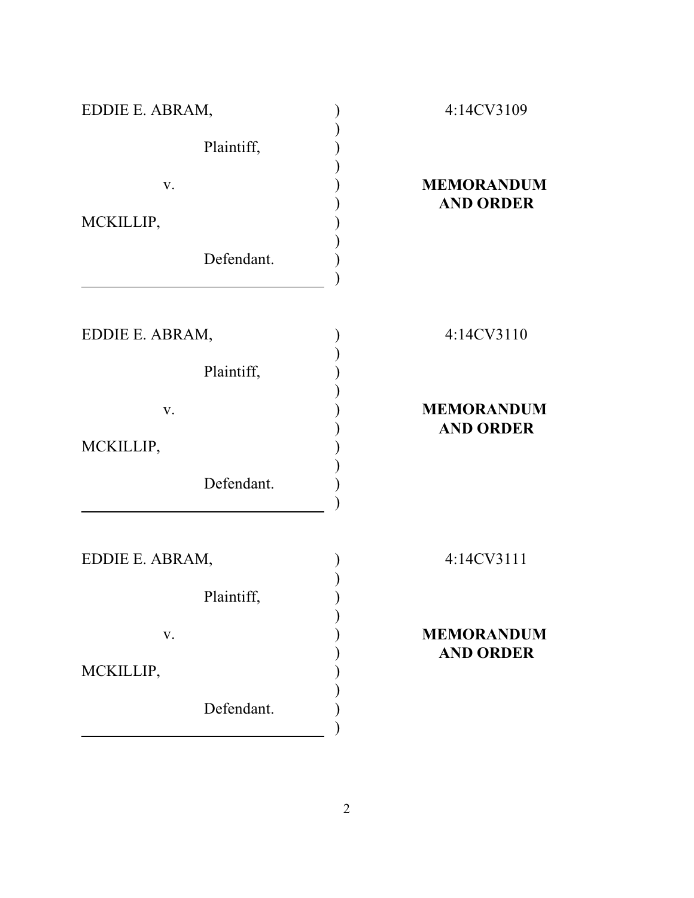| | | |
|---|---|---|
| EDDIE E. ABRAM, | ) | 4:14CV3109 |
| Plaintiff, | ) | |
| v. | ) | **MEMORANDUM AND ORDER** |
| MCKILLIP, | ) | |
| Defendant. | ) | |

| | | |
|---|---|---|
| EDDIE E. ABRAM, | ) | 4:14CV3110 |
| Plaintiff, | ) | |
| v. | ) | **MEMORANDUM AND ORDER** |
| MCKILLIP, | ) | |
| Defendant. | ) | |

| | | |
|---|---|---|
| EDDIE E. ABRAM, | ) | 4:14CV3111 |
| Plaintiff, | ) | |
| v. | ) | **MEMORANDUM AND ORDER** |
| MCKILLIP, | ) | |
| Defendant. | ) | |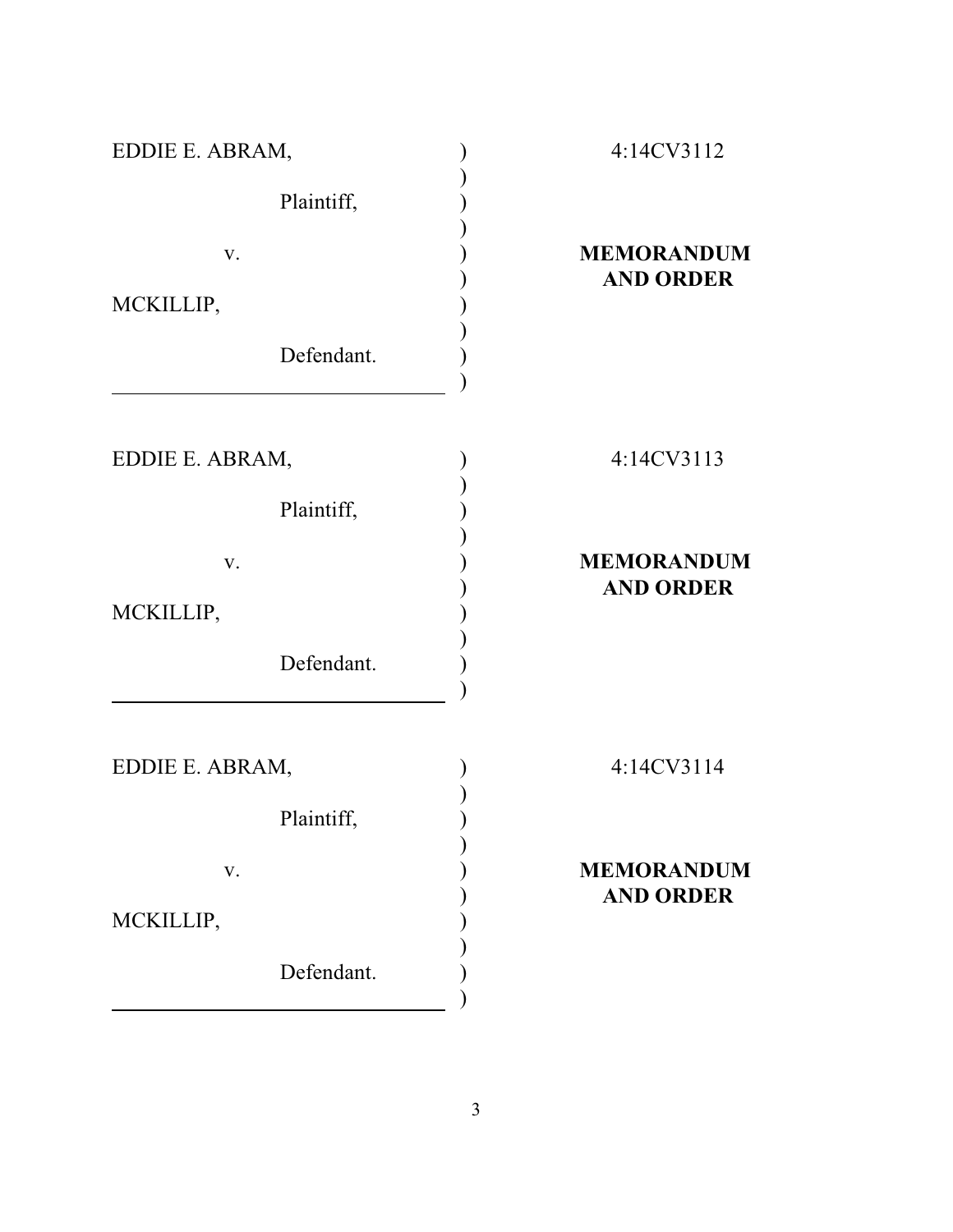| | | |
|---|---|---|
| EDDIE E. ABRAM, | ) | 4:14CV3112 |
| Plaintiff, | ) | |
| v. | ) | **MEMORANDUM AND ORDER** |
| MCKILLIP, | ) | |
| Defendant. | ) | |

| | | |
|---|---|---|
| EDDIE E. ABRAM, | ) | 4:14CV3113 |
| Plaintiff, | ) | |
| v. | ) | **MEMORANDUM AND ORDER** |
| MCKILLIP, | ) | |
| Defendant. | ) | |

| | | |
|---|---|---|
| EDDIE E. ABRAM, | ) | 4:14CV3114 |
| Plaintiff, | ) | |
| v. | ) | **MEMORANDUM AND ORDER** |
| MCKILLIP, | ) | |
| Defendant. | ) | |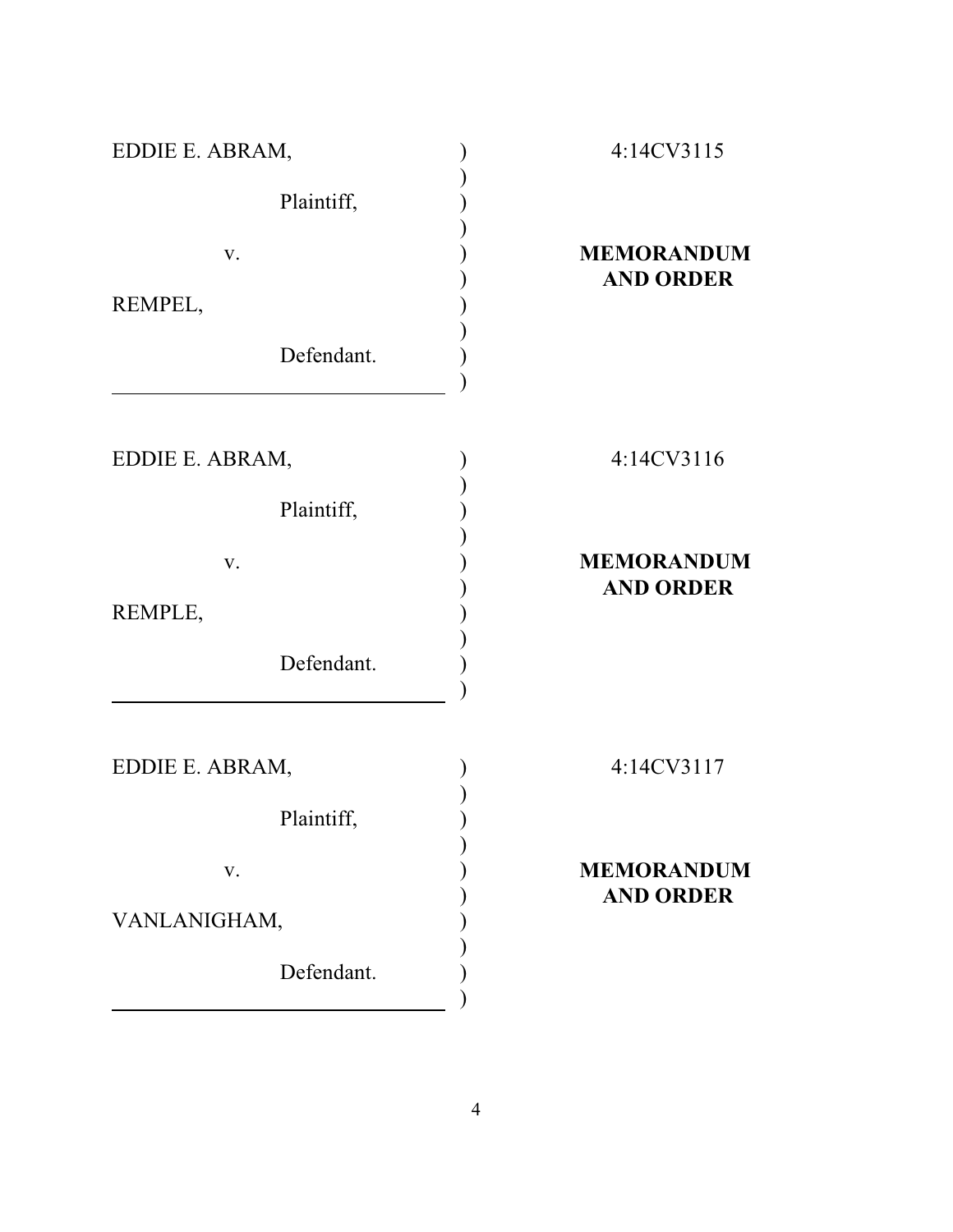| | | |
|---|---|---|
| EDDIE E. ABRAM, | ) | 4:14CV3115 |
| Plaintiff, | ) | |
| v. | ) | **MEMORANDUM AND ORDER** |
| REMPEL, | ) | |
| Defendant. | ) | |

| | | |
|---|---|---|
| EDDIE E. ABRAM, | ) | 4:14CV3116 |
| Plaintiff, | ) | |
| v. | ) | **MEMORANDUM AND ORDER** |
| REMPLE, | ) | |
| Defendant. | ) | |

| | | |
|---|---|---|
| EDDIE E. ABRAM, | ) | 4:14CV3117 |
| Plaintiff, | ) | |
| v. | ) | **MEMORANDUM AND ORDER** |
| VANLANIGHAM, | ) | |
| Defendant. | ) | |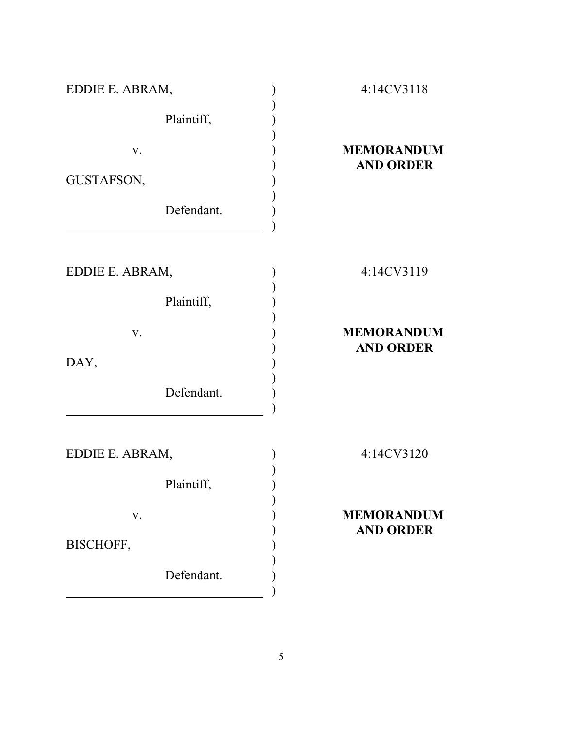EDDIE E. ABRAM,
Plaintiff,
v.
GUSTAFSON,
Defendant.

4:14CV3118

**MEMORANDUM AND ORDER**

---

EDDIE E. ABRAM,
Plaintiff,
v.
DAY,
Defendant.

4:14CV3119

**MEMORANDUM AND ORDER**

---

EDDIE E. ABRAM,
Plaintiff,
v.
BISCHOFF,
Defendant.

4:14CV3120

**MEMORANDUM AND ORDER**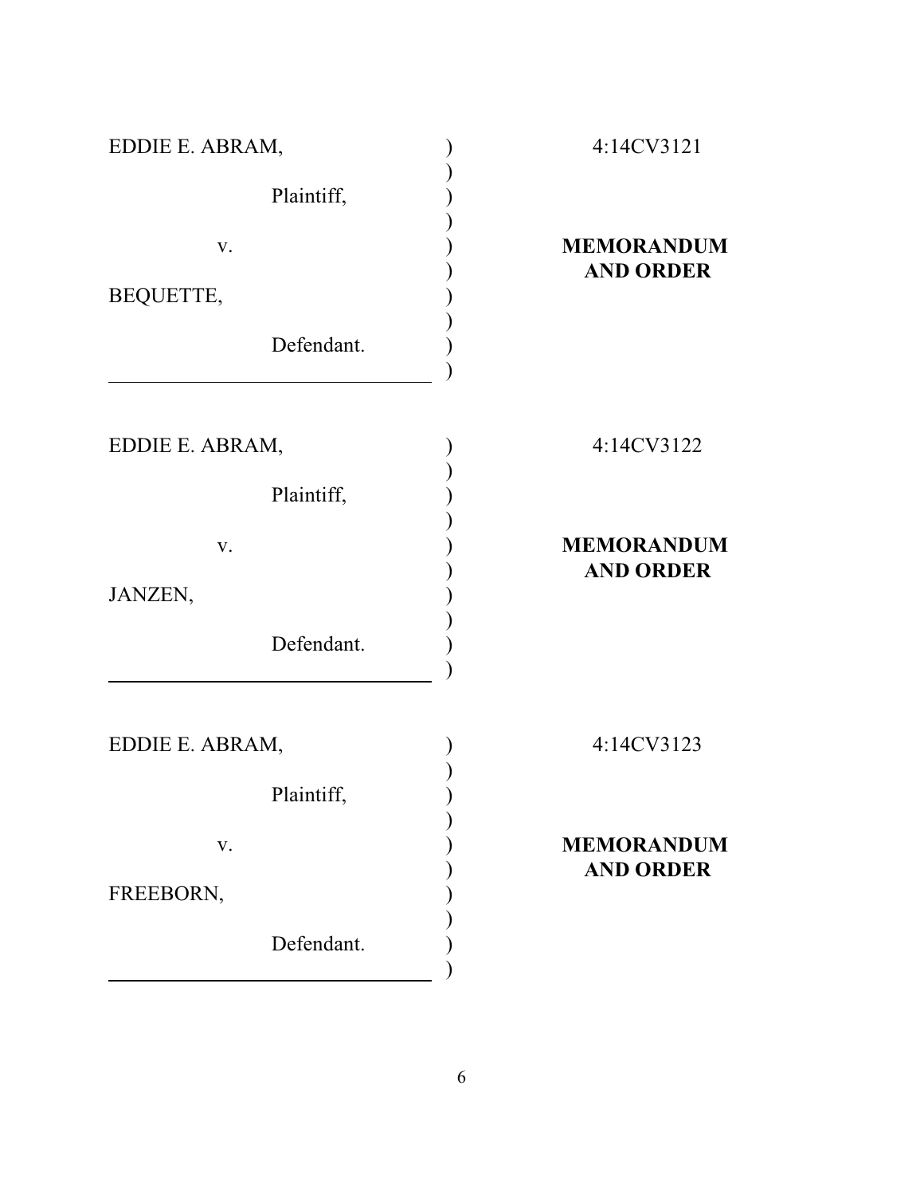| | | |
|---|---|---|
| EDDIE E. ABRAM, | ) | 4:14CV3121 |
| Plaintiff, | ) | |
| v. | ) | **MEMORANDUM AND ORDER** |
| BEQUETTE, | ) | |
| Defendant. | ) | |

| | | |
|---|---|---|
| EDDIE E. ABRAM, | ) | 4:14CV3122 |
| Plaintiff, | ) | |
| v. | ) | **MEMORANDUM AND ORDER** |
| JANZEN, | ) | |
| Defendant. | ) | |

| | | |
|---|---|---|
| EDDIE E. ABRAM, | ) | 4:14CV3123 |
| Plaintiff, | ) | |
| v. | ) | **MEMORANDUM AND ORDER** |
| FREEBORN, | ) | |
| Defendant. | ) | |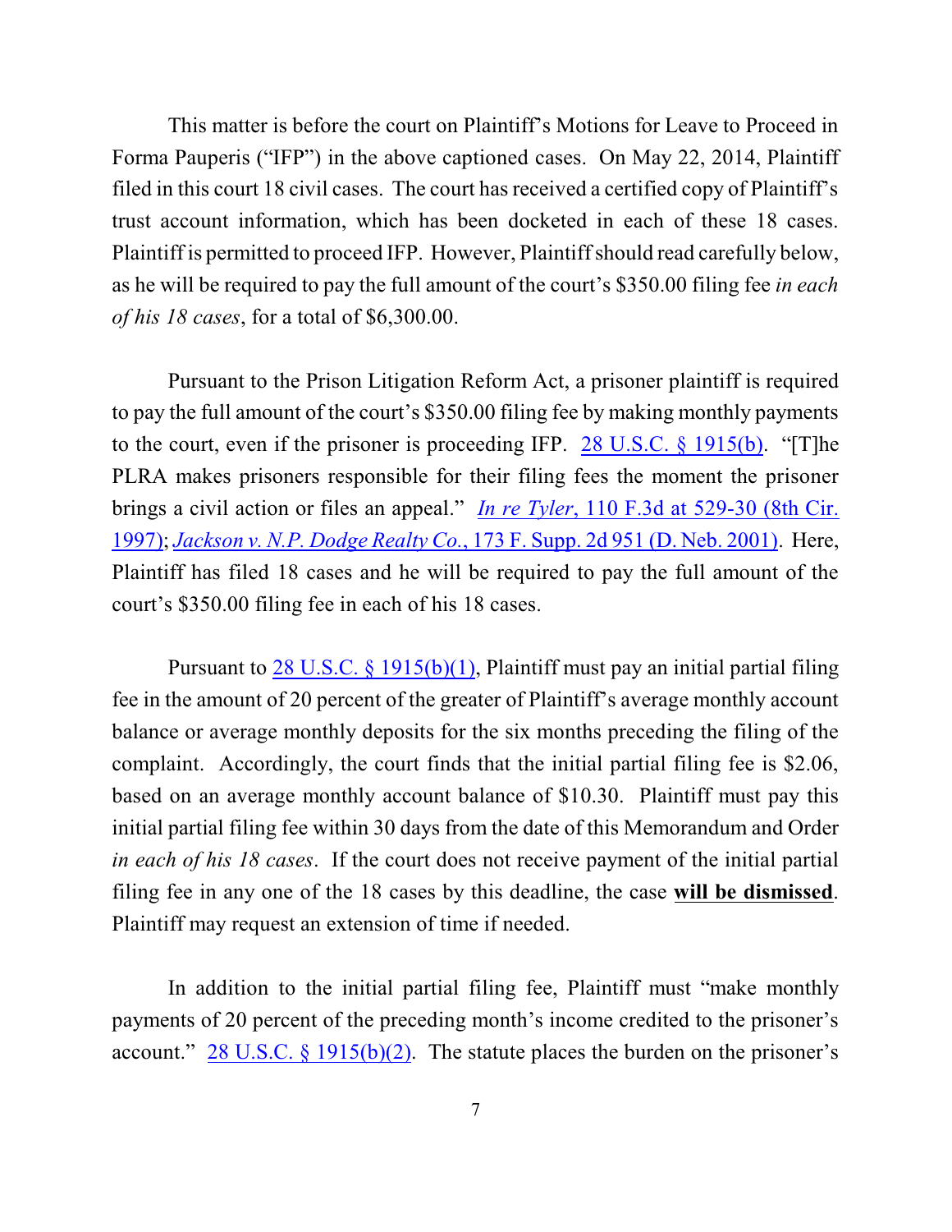This matter is before the court on Plaintiff's Motions for Leave to Proceed in Forma Pauperis ("IFP") in the above captioned cases. On May 22, 2014, Plaintiff filed in this court 18 civil cases. The court has received a certified copy of Plaintiff's trust account information, which has been docketed in each of these 18 cases. Plaintiff is permitted to proceed IFP. However, Plaintiff should read carefully below, as he will be required to pay the full amount of the court's $350.00 filing fee *in each of his 18 cases*, for a total of $6,300.00.

Pursuant to the Prison Litigation Reform Act, a prisoner plaintiff is required to pay the full amount of the court's $350.00 filing fee by making monthly payments to the court, even if the prisoner is proceeding IFP. 28 U.S.C. § 1915(b). "[T]he PLRA makes prisoners responsible for their filing fees the moment the prisoner brings a civil action or files an appeal." *In re Tyler*, 110 F.3d at 529-30 (8th Cir. 1997); *Jackson v. N.P. Dodge Realty Co.*, 173 F. Supp. 2d 951 (D. Neb. 2001). Here, Plaintiff has filed 18 cases and he will be required to pay the full amount of the court's $350.00 filing fee in each of his 18 cases.

Pursuant to 28 U.S.C. § 1915(b)(1), Plaintiff must pay an initial partial filing fee in the amount of 20 percent of the greater of Plaintiff's average monthly account balance or average monthly deposits for the six months preceding the filing of the complaint. Accordingly, the court finds that the initial partial filing fee is $2.06, based on an average monthly account balance of $10.30. Plaintiff must pay this initial partial filing fee within 30 days from the date of this Memorandum and Order *in each of his 18 cases*. If the court does not receive payment of the initial partial filing fee in any one of the 18 cases by this deadline, the case **will be dismissed**. Plaintiff may request an extension of time if needed.

In addition to the initial partial filing fee, Plaintiff must "make monthly payments of 20 percent of the preceding month's income credited to the prisoner's account." 28 U.S.C. § 1915(b)(2). The statute places the burden on the prisoner's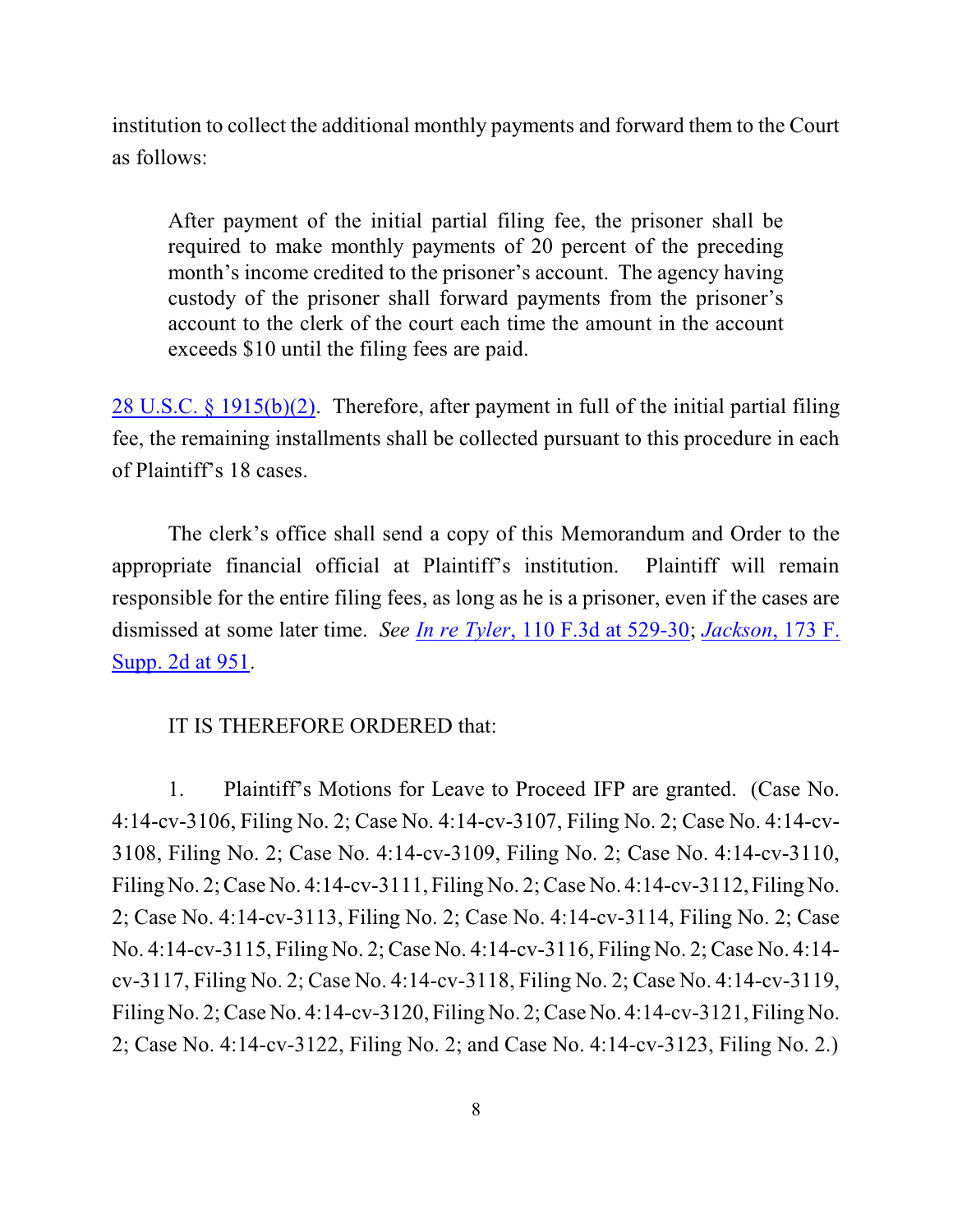institution to collect the additional monthly payments and forward them to the Court as follows:

> After payment of the initial partial filing fee, the prisoner shall be required to make monthly payments of 20 percent of the preceding month's income credited to the prisoner's account. The agency having custody of the prisoner shall forward payments from the prisoner's account to the clerk of the court each time the amount in the account exceeds $10 until the filing fees are paid.

28 U.S.C. § 1915(b)(2). Therefore, after payment in full of the initial partial filing fee, the remaining installments shall be collected pursuant to this procedure in each of Plaintiff's 18 cases.

The clerk's office shall send a copy of this Memorandum and Order to the appropriate financial official at Plaintiff's institution. Plaintiff will remain responsible for the entire filing fees, as long as he is a prisoner, even if the cases are dismissed at some later time. *See In re Tyler*, 110 F.3d at 529-30; *Jackson*, 173 F. Supp. 2d at 951.

IT IS THEREFORE ORDERED that:

1. Plaintiff's Motions for Leave to Proceed IFP are granted. (Case No. 4:14-cv-3106, Filing No. 2; Case No. 4:14-cv-3107, Filing No. 2; Case No. 4:14-cv-3108, Filing No. 2; Case No. 4:14-cv-3109, Filing No. 2; Case No. 4:14-cv-3110, Filing No. 2; Case No. 4:14-cv-3111, Filing No. 2; Case No. 4:14-cv-3112, Filing No. 2; Case No. 4:14-cv-3113, Filing No. 2; Case No. 4:14-cv-3114, Filing No. 2; Case No. 4:14-cv-3115, Filing No. 2; Case No. 4:14-cv-3116, Filing No. 2; Case No. 4:14-cv-3117, Filing No. 2; Case No. 4:14-cv-3118, Filing No. 2; Case No. 4:14-cv-3119, Filing No. 2; Case No. 4:14-cv-3120, Filing No. 2; Case No. 4:14-cv-3121, Filing No. 2; Case No. 4:14-cv-3122, Filing No. 2; and Case No. 4:14-cv-3123, Filing No. 2.)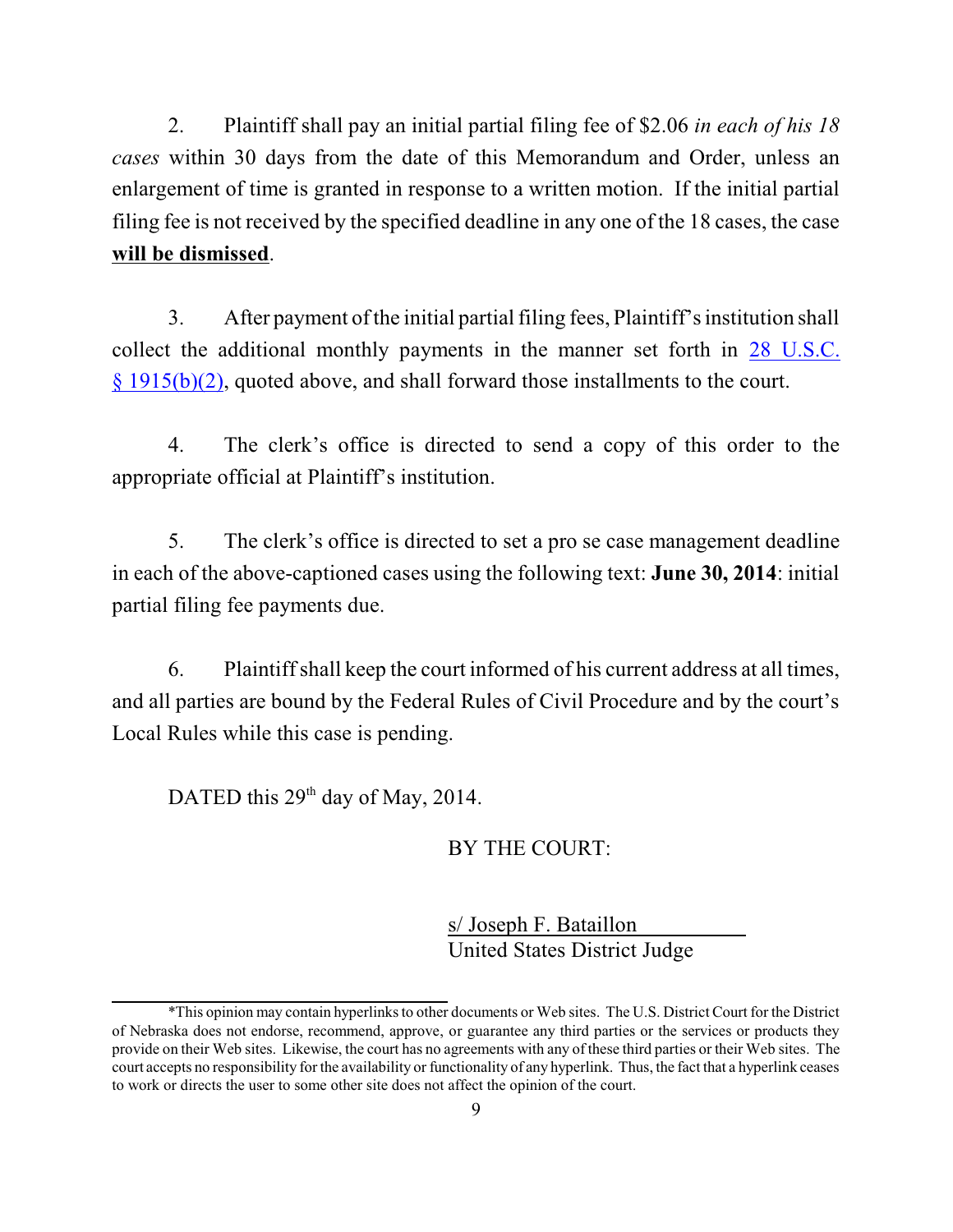2. Plaintiff shall pay an initial partial filing fee of $2.06 *in each of his 18 cases* within 30 days from the date of this Memorandum and Order, unless an enlargement of time is granted in response to a written motion. If the initial partial filing fee is not received by the specified deadline in any one of the 18 cases, the case **will be dismissed**.

3. After payment of the initial partial filing fees, Plaintiff's institution shall collect the additional monthly payments in the manner set forth in 28 U.S.C. § 1915(b)(2), quoted above, and shall forward those installments to the court.

4. The clerk's office is directed to send a copy of this order to the appropriate official at Plaintiff's institution.

5. The clerk's office is directed to set a pro se case management deadline in each of the above-captioned cases using the following text: **June 30, 2014**: initial partial filing fee payments due.

6. Plaintiff shall keep the court informed of his current address at all times, and all parties are bound by the Federal Rules of Civil Procedure and by the court's Local Rules while this case is pending.

DATED this 29th day of May, 2014.

BY THE COURT:

s/ Joseph F. Bataillon
United States District Judge

---

*This opinion may contain hyperlinks to other documents or Web sites. The U.S. District Court for the District of Nebraska does not endorse, recommend, approve, or guarantee any third parties or the services or products they provide on their Web sites. Likewise, the court has no agreements with any of these third parties or their Web sites. The court accepts no responsibility for the availability or functionality of any hyperlink. Thus, the fact that a hyperlink ceases to work or directs the user to some other site does not affect the opinion of the court.